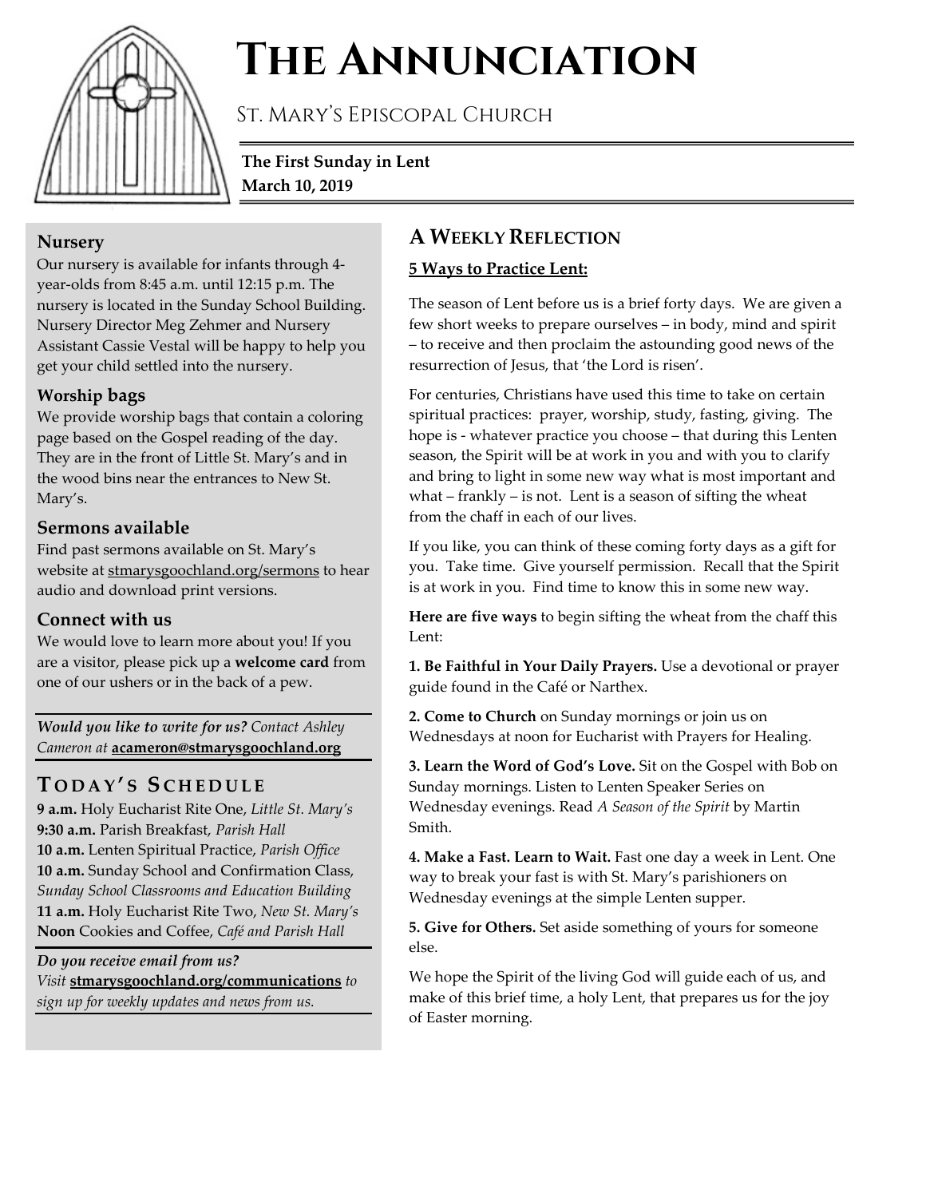# The Annunciation

St. Mary's Episcopal Church

**The First Sunday in Lent**
**March 10, 2019**

### Nursery

Our nursery is available for infants through 4-year-olds from 8:45 a.m. until 12:15 p.m. The nursery is located in the Sunday School Building. Nursery Director Meg Zehmer and Nursery Assistant Cassie Vestal will be happy to help you get your child settled into the nursery.

### Worship bags

We provide worship bags that contain a coloring page based on the Gospel reading of the day. They are in the front of Little St. Mary's and in the wood bins near the entrances to New St. Mary's.

### Sermons available

Find past sermons available on St. Mary's website at stmarysgoochland.org/sermons to hear audio and download print versions.

### Connect with us

We would love to learn more about you! If you are a visitor, please pick up a **welcome card** from one of our ushers or in the back of a pew.

***Would you like to write for us?*** *Contact Ashley Cameron at* **acameron@stmarysgoochland.org**

## Today's Schedule

**9 a.m.** Holy Eucharist Rite One, *Little St. Mary's*
**9:30 a.m.** Parish Breakfast, *Parish Hall*
**10 a.m.** Lenten Spiritual Practice, *Parish Office*
**10 a.m.** Sunday School and Confirmation Class, *Sunday School Classrooms and Education Building*
**11 a.m.** Holy Eucharist Rite Two, *New St. Mary's*
**Noon** Cookies and Coffee, *Café and Parish Hall*

***Do you receive email from us?***
*Visit* **stmarysgoochland.org/communications** *to sign up for weekly updates and news from us.*

## A Weekly Reflection

**5 Ways to Practice Lent:**

The season of Lent before us is a brief forty days. We are given a few short weeks to prepare ourselves – in body, mind and spirit – to receive and then proclaim the astounding good news of the resurrection of Jesus, that 'the Lord is risen'.

For centuries, Christians have used this time to take on certain spiritual practices: prayer, worship, study, fasting, giving. The hope is - whatever practice you choose – that during this Lenten season, the Spirit will be at work in you and with you to clarify and bring to light in some new way what is most important and what – frankly – is not. Lent is a season of sifting the wheat from the chaff in each of our lives.

If you like, you can think of these coming forty days as a gift for you. Take time. Give yourself permission. Recall that the Spirit is at work in you. Find time to know this in some new way.

**Here are five ways** to begin sifting the wheat from the chaff this Lent:

**1. Be Faithful in Your Daily Prayers.** Use a devotional or prayer guide found in the Café or Narthex.

**2. Come to Church** on Sunday mornings or join us on Wednesdays at noon for Eucharist with Prayers for Healing.

**3. Learn the Word of God's Love.** Sit on the Gospel with Bob on Sunday mornings. Listen to Lenten Speaker Series on Wednesday evenings. Read *A Season of the Spirit* by Martin Smith.

**4. Make a Fast. Learn to Wait.** Fast one day a week in Lent. One way to break your fast is with St. Mary's parishioners on Wednesday evenings at the simple Lenten supper.

**5. Give for Others.** Set aside something of yours for someone else.

We hope the Spirit of the living God will guide each of us, and make of this brief time, a holy Lent, that prepares us for the joy of Easter morning.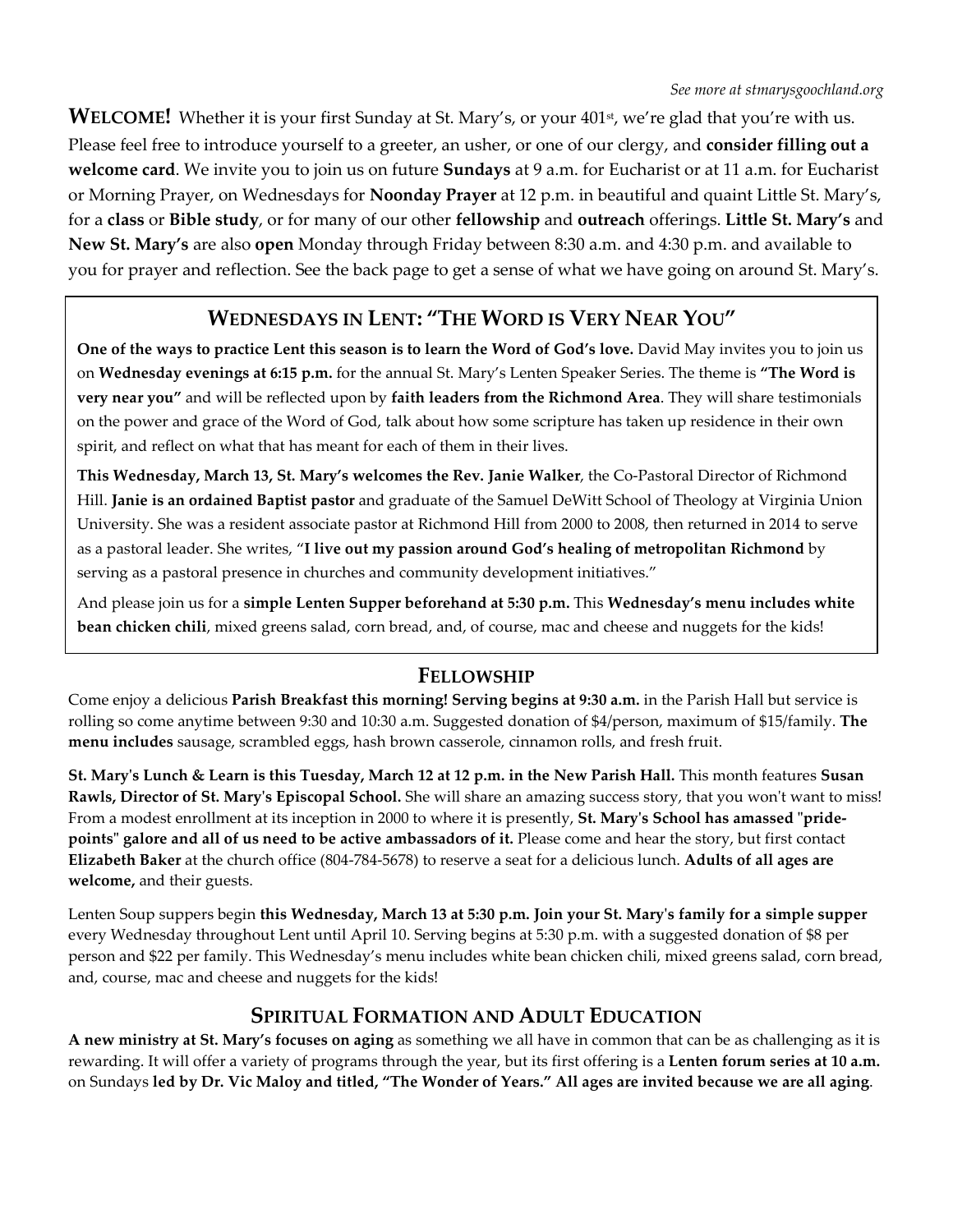*See more at stmarysgoochland.org*

**WELCOME!** Whether it is your first Sunday at St. Mary's, or your 401st, we're glad that you're with us. Please feel free to introduce yourself to a greeter, an usher, or one of our clergy, and **consider filling out a welcome card**. We invite you to join us on future **Sundays** at 9 a.m. for Eucharist or at 11 a.m. for Eucharist or Morning Prayer, on Wednesdays for **Noonday Prayer** at 12 p.m. in beautiful and quaint Little St. Mary's, for a **class** or **Bible study**, or for many of our other **fellowship** and **outreach** offerings. **Little St. Mary's** and **New St. Mary's** are also **open** Monday through Friday between 8:30 a.m. and 4:30 p.m. and available to you for prayer and reflection. See the back page to get a sense of what we have going on around St. Mary's.

## WEDNESDAYS IN LENT: "THE WORD IS VERY NEAR YOU"

**One of the ways to practice Lent this season is to learn the Word of God's love.** David May invites you to join us on **Wednesday evenings at 6:15 p.m.** for the annual St. Mary's Lenten Speaker Series. The theme is **"The Word is very near you"** and will be reflected upon by **faith leaders from the Richmond Area**. They will share testimonials on the power and grace of the Word of God, talk about how some scripture has taken up residence in their own spirit, and reflect on what that has meant for each of them in their lives.

**This Wednesday, March 13, St. Mary's welcomes the Rev. Janie Walker**, the Co-Pastoral Director of Richmond Hill. **Janie is an ordained Baptist pastor** and graduate of the Samuel DeWitt School of Theology at Virginia Union University. She was a resident associate pastor at Richmond Hill from 2000 to 2008, then returned in 2014 to serve as a pastoral leader. She writes, "**I live out my passion around God's healing of metropolitan Richmond** by serving as a pastoral presence in churches and community development initiatives."

And please join us for a **simple Lenten Supper beforehand at 5:30 p.m.** This **Wednesday's menu includes white bean chicken chili**, mixed greens salad, corn bread, and, of course, mac and cheese and nuggets for the kids!

## FELLOWSHIP

Come enjoy a delicious **Parish Breakfast this morning! Serving begins at 9:30 a.m.** in the Parish Hall but service is rolling so come anytime between 9:30 and 10:30 a.m. Suggested donation of $4/person, maximum of $15/family. **The menu includes** sausage, scrambled eggs, hash brown casserole, cinnamon rolls, and fresh fruit.

**St. Mary's Lunch & Learn is this Tuesday, March 12 at 12 p.m. in the New Parish Hall.** This month features **Susan Rawls, Director of St. Mary's Episcopal School.** She will share an amazing success story, that you won't want to miss! From a modest enrollment at its inception in 2000 to where it is presently, **St. Mary's School has amassed "pride-points" galore and all of us need to be active ambassadors of it.** Please come and hear the story, but first contact **Elizabeth Baker** at the church office (804-784-5678) to reserve a seat for a delicious lunch. **Adults of all ages are welcome,** and their guests.

Lenten Soup suppers begin **this Wednesday, March 13 at 5:30 p.m. Join your St. Mary's family for a simple supper** every Wednesday throughout Lent until April 10. Serving begins at 5:30 p.m. with a suggested donation of $8 per person and $22 per family. This Wednesday's menu includes white bean chicken chili, mixed greens salad, corn bread, and, course, mac and cheese and nuggets for the kids!

## SPIRITUAL FORMATION AND ADULT EDUCATION

**A new ministry at St. Mary's focuses on aging** as something we all have in common that can be as challenging as it is rewarding. It will offer a variety of programs through the year, but its first offering is a **Lenten forum series at 10 a.m.** on Sundays **led by Dr. Vic Maloy and titled, "The Wonder of Years." All ages are invited because we are all aging**.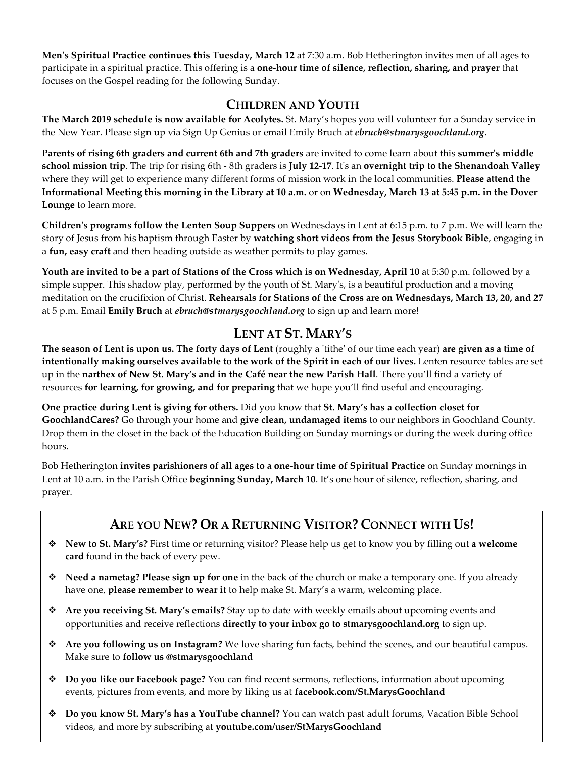**Men's Spiritual Practice continues this Tuesday, March 12** at 7:30 a.m. Bob Hetherington invites men of all ages to participate in a spiritual practice. This offering is a **one-hour time of silence, reflection, sharing, and prayer** that focuses on the Gospel reading for the following Sunday.

## CHILDREN AND YOUTH

**The March 2019 schedule is now available for Acolytes.** St. Mary's hopes you will volunteer for a Sunday service in the New Year. Please sign up via Sign Up Genius or email Emily Bruch at ***ebruch@stmarysgoochland.org***.

**Parents of rising 6th graders and current 6th and 7th graders** are invited to come learn about this **summer's middle school mission trip**. The trip for rising 6th - 8th graders is **July 12-17**. It's an **overnight trip to the Shenandoah Valley** where they will get to experience many different forms of mission work in the local communities. **Please attend the Informational Meeting this morning in the Library at 10 a.m.** or on **Wednesday, March 13 at 5:45 p.m. in the Dover Lounge** to learn more.

**Children's programs follow the Lenten Soup Suppers** on Wednesdays in Lent at 6:15 p.m. to 7 p.m. We will learn the story of Jesus from his baptism through Easter by **watching short videos from the Jesus Storybook Bible**, engaging in a **fun, easy craft** and then heading outside as weather permits to play games.

**Youth are invited to be a part of Stations of the Cross which is on Wednesday, April 10** at 5:30 p.m. followed by a simple supper. This shadow play, performed by the youth of St. Mary's, is a beautiful production and a moving meditation on the crucifixion of Christ. **Rehearsals for Stations of the Cross are on Wednesdays, March 13, 20, and 27** at 5 p.m. Email **Emily Bruch** at ***ebruch@stmarysgoochland.org*** to sign up and learn more!

## LENT AT ST. MARY'S

**The season of Lent is upon us. The forty days of Lent** (roughly a 'tithe' of our time each year) **are given as a time of intentionally making ourselves available to the work of the Spirit in each of our lives.** Lenten resource tables are set up in the **narthex of New St. Mary's and in the Café near the new Parish Hall**. There you'll find a variety of resources **for learning, for growing, and for preparing** that we hope you'll find useful and encouraging.

**One practice during Lent is giving for others.** Did you know that **St. Mary's has a collection closet for GoochlandCares?** Go through your home and **give clean, undamaged items** to our neighbors in Goochland County. Drop them in the closet in the back of the Education Building on Sunday mornings or during the week during office hours.

Bob Hetherington **invites parishioners of all ages to a one-hour time of Spiritual Practice** on Sunday mornings in Lent at 10 a.m. in the Parish Office **beginning Sunday, March 10**. It's one hour of silence, reflection, sharing, and prayer.

## ARE YOU NEW? OR A RETURNING VISITOR? CONNECT WITH US!

- **New to St. Mary's?** First time or returning visitor? Please help us get to know you by filling out **a welcome card** found in the back of every pew.
- **Need a nametag? Please sign up for one** in the back of the church or make a temporary one. If you already have one, **please remember to wear it** to help make St. Mary's a warm, welcoming place.
- **Are you receiving St. Mary's emails?** Stay up to date with weekly emails about upcoming events and opportunities and receive reflections **directly to your inbox go to stmarysgoochland.org** to sign up.
- **Are you following us on Instagram?** We love sharing fun facts, behind the scenes, and our beautiful campus. Make sure to **follow us @stmarysgoochland**
- **Do you like our Facebook page?** You can find recent sermons, reflections, information about upcoming events, pictures from events, and more by liking us at **facebook.com/St.MarysGoochland**
- **Do you know St. Mary's has a YouTube channel?** You can watch past adult forums, Vacation Bible School videos, and more by subscribing at **youtube.com/user/StMarysGoochland**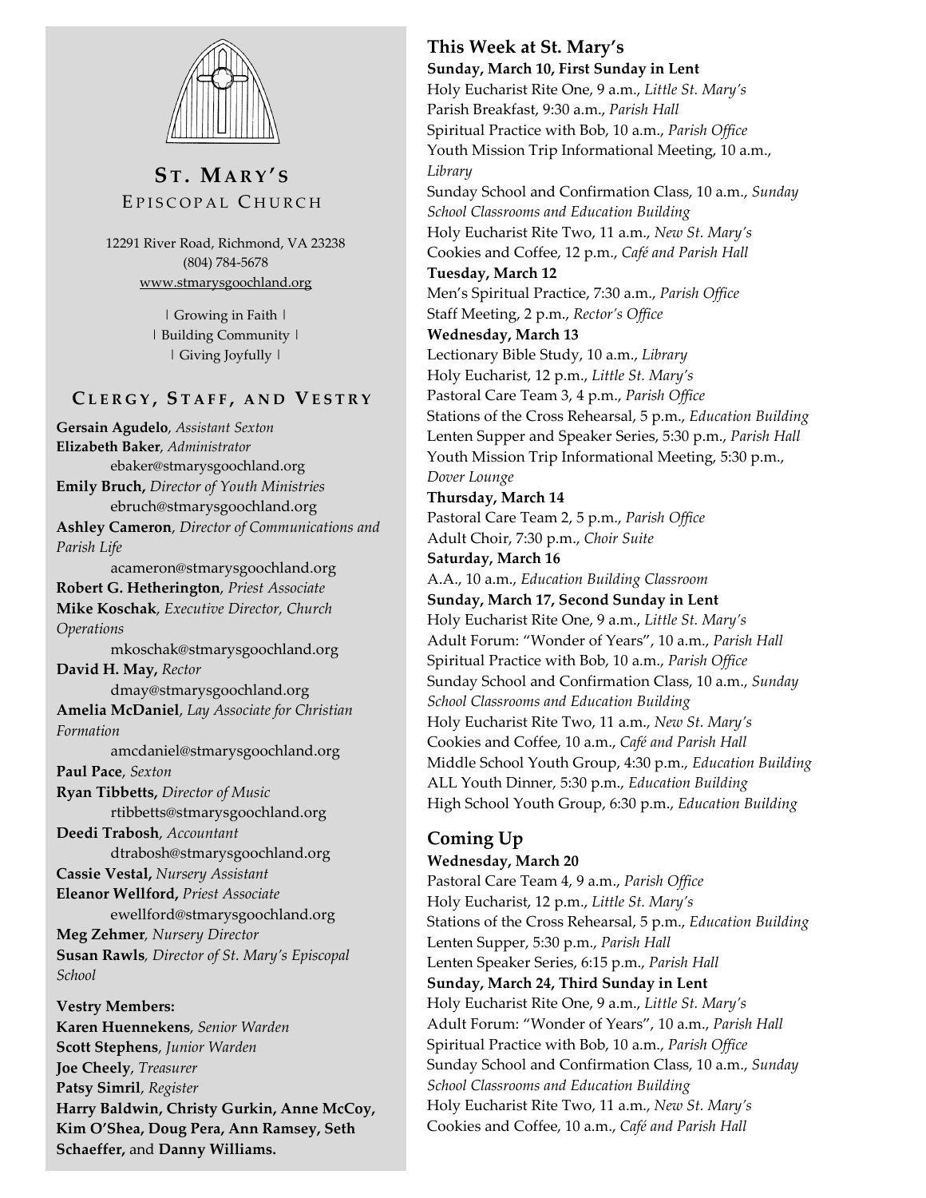# St. Mary's Episcopal Church

12291 River Road, Richmond, VA 23238
(804) 784-5678
www.stmarysgoochland.org

| Growing in Faith |
| Building Community |
| Giving Joyfully |

## Clergy, Staff, and Vestry

**Gersain Agudelo**, *Assistant Sexton*
**Elizabeth Baker**, *Administrator*
ebaker@stmarysgoochland.org
**Emily Bruch,** *Director of Youth Ministries*
ebruch@stmarysgoochland.org
**Ashley Cameron**, *Director of Communications and Parish Life*
acameron@stmarysgoochland.org
**Robert G. Hetherington**, *Priest Associate*
**Mike Koschak**, *Executive Director, Church Operations*
mkoschak@stmarysgoochland.org
**David H. May,** *Rector*
dmay@stmarysgoochland.org
**Amelia McDaniel**, *Lay Associate for Christian Formation*
amcdaniel@stmarysgoochland.org
**Paul Pace**, *Sexton*
**Ryan Tibbetts,** *Director of Music*
rtibbetts@stmarysgoochland.org
**Deedi Trabosh**, *Accountant*
dtrabosh@stmarysgoochland.org
**Cassie Vestal,** *Nursery Assistant*
**Eleanor Wellford,** *Priest Associate*
ewellford@stmarysgoochland.org
**Meg Zehmer**, *Nursery Director*
**Susan Rawls**, *Director of St. Mary's Episcopal School*

**Vestry Members:**
**Karen Huennekens**, *Senior Warden*
**Scott Stephens**, *Junior Warden*
**Joe Cheely**, *Treasurer*
**Patsy Simril**, *Register*
**Harry Baldwin, Christy Gurkin, Anne McCoy, Kim O'Shea, Doug Pera, Ann Ramsey, Seth Schaeffer,** and **Danny Williams.**

## This Week at St. Mary's

**Sunday, March 10, First Sunday in Lent**
Holy Eucharist Rite One, 9 a.m., *Little St. Mary's*
Parish Breakfast, 9:30 a.m., *Parish Hall*
Spiritual Practice with Bob, 10 a.m., *Parish Office*
Youth Mission Trip Informational Meeting, 10 a.m., *Library*
Sunday School and Confirmation Class, 10 a.m., *Sunday School Classrooms and Education Building*
Holy Eucharist Rite Two, 11 a.m., *New St. Mary's*
Cookies and Coffee, 12 p.m., *Café and Parish Hall*

**Tuesday, March 12**
Men's Spiritual Practice, 7:30 a.m., *Parish Office*
Staff Meeting, 2 p.m., *Rector's Office*

**Wednesday, March 13**
Lectionary Bible Study, 10 a.m., *Library*
Holy Eucharist, 12 p.m., *Little St. Mary's*
Pastoral Care Team 3, 4 p.m., *Parish Office*
Stations of the Cross Rehearsal, 5 p.m., *Education Building*
Lenten Supper and Speaker Series, 5:30 p.m., *Parish Hall*
Youth Mission Trip Informational Meeting, 5:30 p.m., *Dover Lounge*

**Thursday, March 14**
Pastoral Care Team 2, 5 p.m., *Parish Office*
Adult Choir, 7:30 p.m., *Choir Suite*

**Saturday, March 16**
A.A., 10 a.m., *Education Building Classroom*

**Sunday, March 17, Second Sunday in Lent**
Holy Eucharist Rite One, 9 a.m., *Little St. Mary's*
Adult Forum: "Wonder of Years", 10 a.m., *Parish Hall*
Spiritual Practice with Bob, 10 a.m., *Parish Office*
Sunday School and Confirmation Class, 10 a.m., *Sunday School Classrooms and Education Building*
Holy Eucharist Rite Two, 11 a.m., *New St. Mary's*
Cookies and Coffee, 10 a.m., *Café and Parish Hall*
Middle School Youth Group, 4:30 p.m., *Education Building*
ALL Youth Dinner, 5:30 p.m., *Education Building*
High School Youth Group, 6:30 p.m., *Education Building*

## Coming Up

**Wednesday, March 20**
Pastoral Care Team 4, 9 a.m., *Parish Office*
Holy Eucharist, 12 p.m., *Little St. Mary's*
Stations of the Cross Rehearsal, 5 p.m., *Education Building*
Lenten Supper, 5:30 p.m., *Parish Hall*
Lenten Speaker Series, 6:15 p.m., *Parish Hall*

**Sunday, March 24, Third Sunday in Lent**
Holy Eucharist Rite One, 9 a.m., *Little St. Mary's*
Adult Forum: "Wonder of Years", 10 a.m., *Parish Hall*
Spiritual Practice with Bob, 10 a.m., *Parish Office*
Sunday School and Confirmation Class, 10 a.m., *Sunday School Classrooms and Education Building*
Holy Eucharist Rite Two, 11 a.m., *New St. Mary's*
Cookies and Coffee, 10 a.m., *Café and Parish Hall*